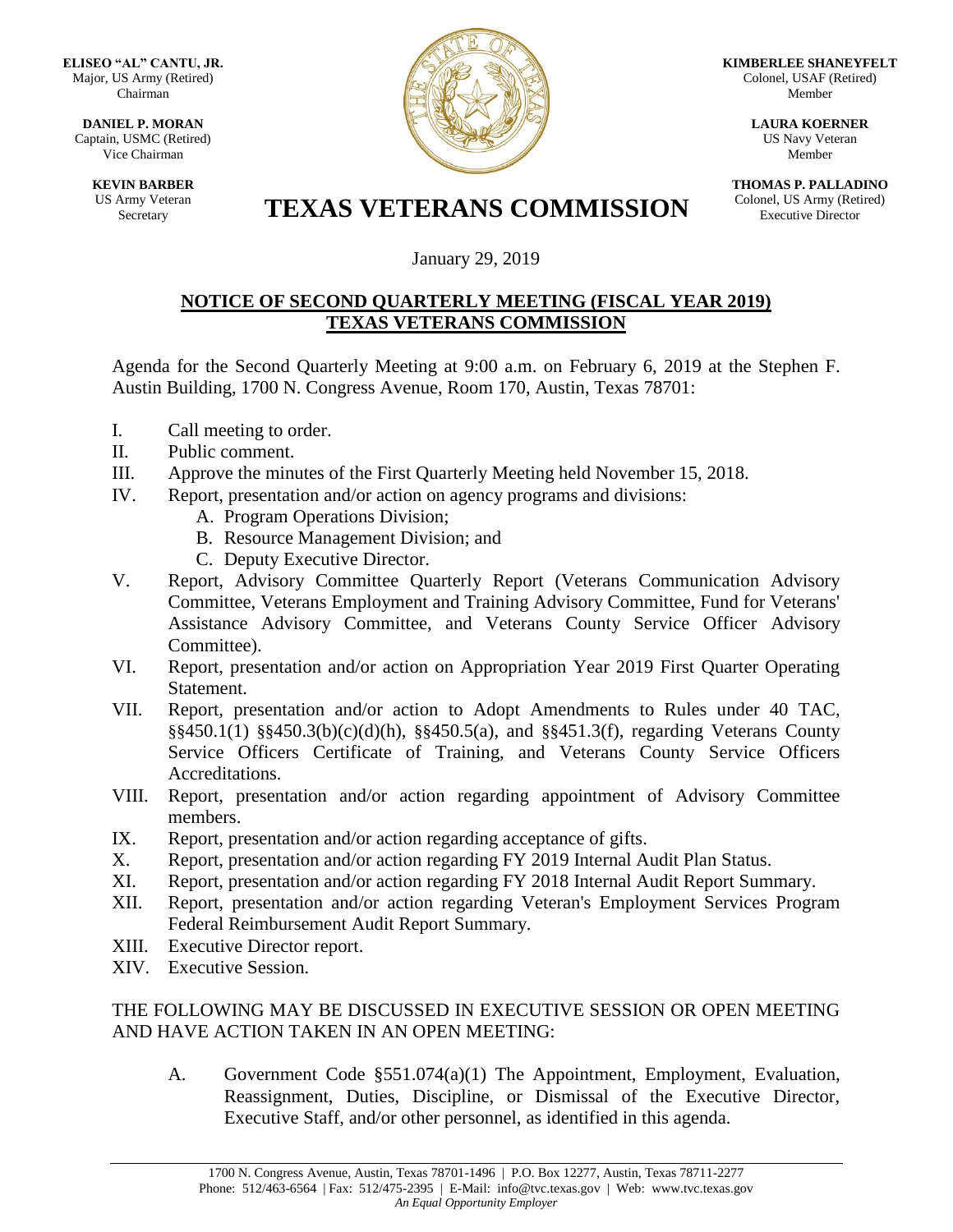**ELISEO "AL" CANTU, JR.**
Major, US Army (Retired)
Chairman

**DANIEL P. MORAN**
Captain, USMC (Retired)
Vice Chairman

**KEVIN BARBER**
US Army Veteran
Secretary

**KIMBERLEE SHANEYFELT**
Colonel, USAF (Retired)
Member

**LAURA KOERNER**
US Navy Veteran
Member

**THOMAS P. PALLADINO**
Colonel, US Army (Retired)
Executive Director

# TEXAS VETERANS COMMISSION

January 29, 2019

## NOTICE OF SECOND QUARTERLY MEETING (FISCAL YEAR 2019) TEXAS VETERANS COMMISSION

Agenda for the Second Quarterly Meeting at 9:00 a.m. on February 6, 2019 at the Stephen F. Austin Building, 1700 N. Congress Avenue, Room 170, Austin, Texas 78701:

I. Call meeting to order.
II. Public comment.
III. Approve the minutes of the First Quarterly Meeting held November 15, 2018.
IV. Report, presentation and/or action on agency programs and divisions:
  A. Program Operations Division;
  B. Resource Management Division; and
  C. Deputy Executive Director.
V. Report, Advisory Committee Quarterly Report (Veterans Communication Advisory Committee, Veterans Employment and Training Advisory Committee, Fund for Veterans' Assistance Advisory Committee, and Veterans County Service Officer Advisory Committee).
VI. Report, presentation and/or action on Appropriation Year 2019 First Quarter Operating Statement.
VII. Report, presentation and/or action to Adopt Amendments to Rules under 40 TAC, §§450.1(1) §§450.3(b)(c)(d)(h), §§450.5(a), and §§451.3(f), regarding Veterans County Service Officers Certificate of Training, and Veterans County Service Officers Accreditations.
VIII. Report, presentation and/or action regarding appointment of Advisory Committee members.
IX. Report, presentation and/or action regarding acceptance of gifts.
X. Report, presentation and/or action regarding FY 2019 Internal Audit Plan Status.
XI. Report, presentation and/or action regarding FY 2018 Internal Audit Report Summary.
XII. Report, presentation and/or action regarding Veteran's Employment Services Program Federal Reimbursement Audit Report Summary.
XIII. Executive Director report.
XIV. Executive Session.

THE FOLLOWING MAY BE DISCUSSED IN EXECUTIVE SESSION OR OPEN MEETING AND HAVE ACTION TAKEN IN AN OPEN MEETING:

A. Government Code §551.074(a)(1) The Appointment, Employment, Evaluation, Reassignment, Duties, Discipline, or Dismissal of the Executive Director, Executive Staff, and/or other personnel, as identified in this agenda.

1700 N. Congress Avenue, Austin, Texas 78701-1496 | P.O. Box 12277, Austin, Texas 78711-2277
Phone: 512/463-6564 | Fax: 512/475-2395 | E-Mail: info@tvc.texas.gov | Web: www.tvc.texas.gov
*An Equal Opportunity Employer*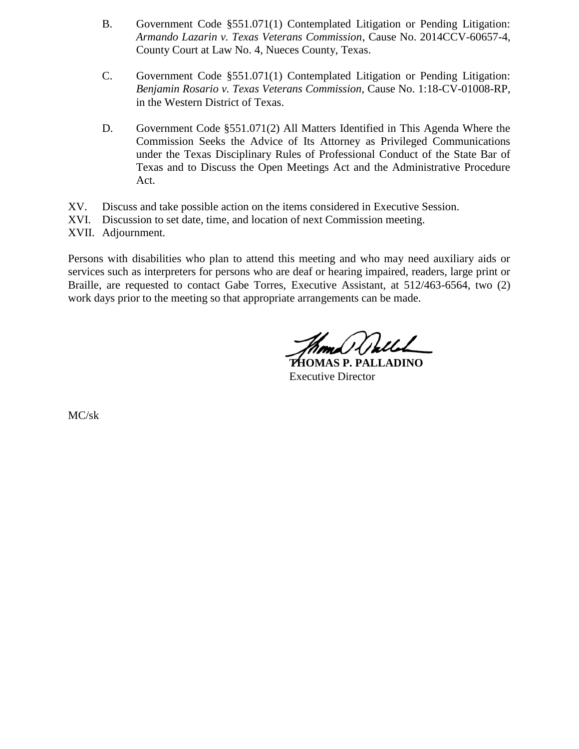B. Government Code §551.071(1) Contemplated Litigation or Pending Litigation: *Armando Lazarin v. Texas Veterans Commission*, Cause No. 2014CCV-60657-4, County Court at Law No. 4, Nueces County, Texas.

C. Government Code §551.071(1) Contemplated Litigation or Pending Litigation: *Benjamin Rosario v. Texas Veterans Commission*, Cause No. 1:18-CV-01008-RP, in the Western District of Texas.

D. Government Code §551.071(2) All Matters Identified in This Agenda Where the Commission Seeks the Advice of Its Attorney as Privileged Communications under the Texas Disciplinary Rules of Professional Conduct of the State Bar of Texas and to Discuss the Open Meetings Act and the Administrative Procedure Act.

XV. Discuss and take possible action on the items considered in Executive Session.
XVI. Discussion to set date, time, and location of next Commission meeting.
XVII. Adjournment.

Persons with disabilities who plan to attend this meeting and who may need auxiliary aids or services such as interpreters for persons who are deaf or hearing impaired, readers, large print or Braille, are requested to contact Gabe Torres, Executive Assistant, at 512/463-6564, two (2) work days prior to the meeting so that appropriate arrangements can be made.

**THOMAS P. PALLADINO**
Executive Director

MC/sk